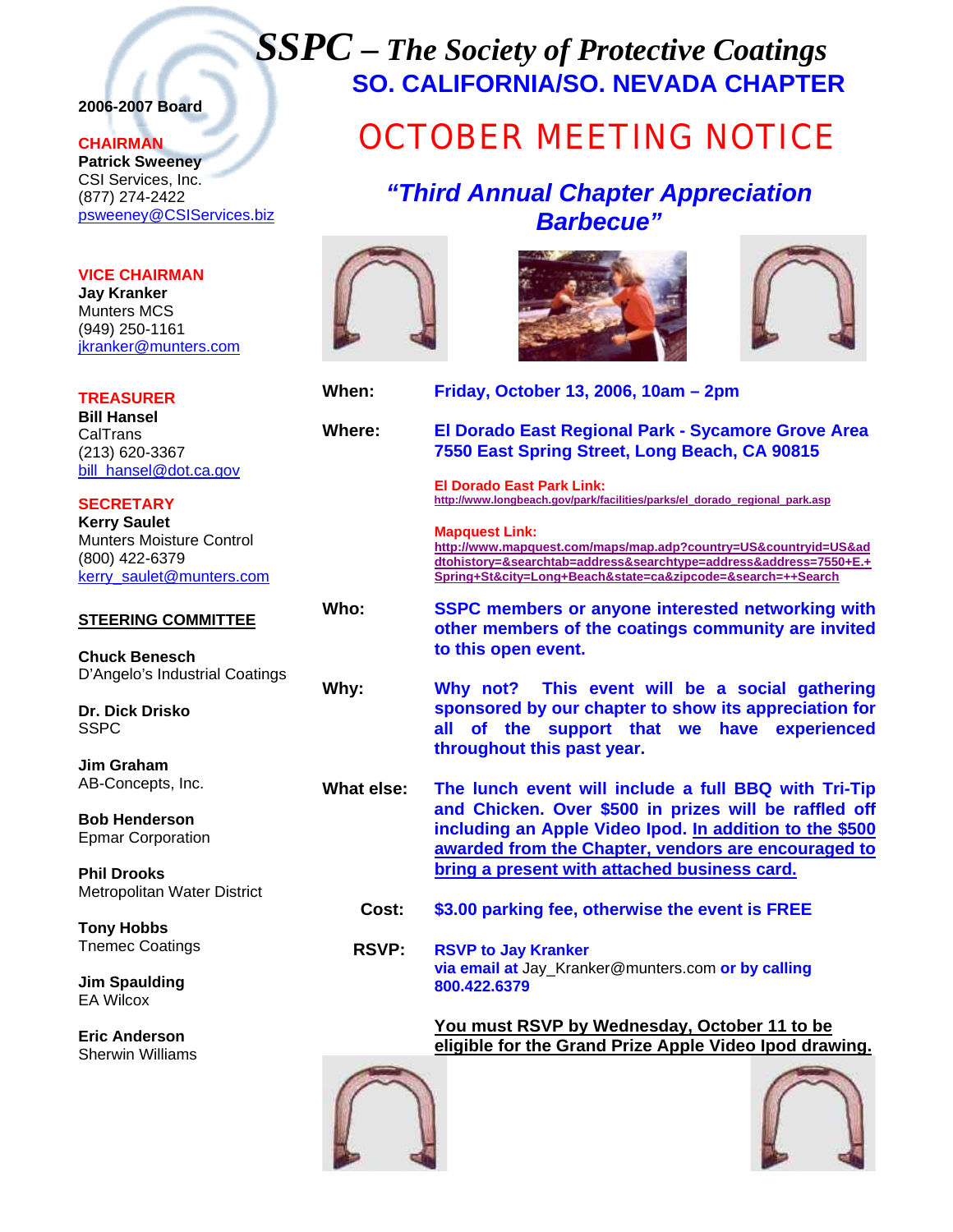# *SSPC – The Society of Protective Coatings*

## SO. CALIFORNIA/SO. NEVADA CHAPTER

# OCTOBER MEETING NOTICE

## *"Third Annual Chapter Appreciation Barbecue"*

**When:** **Friday, October 13, 2006, 10am – 2pm**

**Where:** **El Dorado East Regional Park - Sycamore Grove Area**
**7550 East Spring Street, Long Beach, CA 90815**

**El Dorado East Park Link:**
http://www.longbeach.gov/park/facilities/parks/el_dorado_regional_park.asp

**Mapquest Link:**
http://www.mapquest.com/maps/map.adp?country=US&countryid=US&addtohistory=&searchtab=address&searchtype=address&address=7550+E.+Spring+St&city=Long+Beach&state=ca&zipcode=&search=++Search

**Who:** **SSPC members or anyone interested networking with other members of the coatings community are invited to this open event.**

**Why:** **Why not? This event will be a social gathering sponsored by our chapter to show its appreciation for all of the support that we have experienced throughout this past year.**

**What else:** **The lunch event will include a full BBQ with Tri-Tip and Chicken. Over $500 in prizes will be raffled off including an Apple Video Ipod. In addition to the $500 awarded from the Chapter, vendors are encouraged to bring a present with attached business card.**

**Cost:** **$3.00 parking fee, otherwise the event is FREE**

**RSVP:** **RSVP to Jay Kranker**
**via email at** Jay_Kranker@munters.com **or by calling 800.422.6379**

**You must RSVP by Wednesday, October 11 to be eligible for the Grand Prize Apple Video Ipod drawing.**

---

**2006-2007 Board**

**CHAIRMAN**
**Patrick Sweeney**
CSI Services, Inc.
(877) 274-2422
psweeney@CSIServices.biz

**VICE CHAIRMAN**
**Jay Kranker**
Munters MCS
(949) 250-1161
jkranker@munters.com

**TREASURER**
**Bill Hansel**
CalTrans
(213) 620-3367
bill_hansel@dot.ca.gov

**SECRETARY**
**Kerry Saulet**
Munters Moisture Control
(800) 422-6379
kerry_saulet@munters.com

**STEERING COMMITTEE**

**Chuck Benesch**
D'Angelo's Industrial Coatings

**Dr. Dick Drisko**
SSPC

**Jim Graham**
AB-Concepts, Inc.

**Bob Henderson**
Epmar Corporation

**Phil Drooks**
Metropolitan Water District

**Tony Hobbs**
Tnemec Coatings

**Jim Spaulding**
EA Wilcox

**Eric Anderson**
Sherwin Williams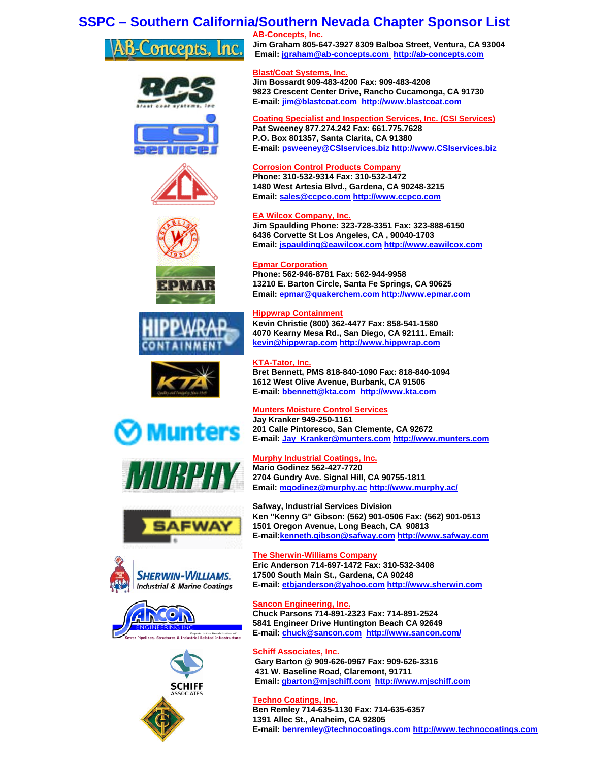# SSPC – Southern California/Southern Nevada Chapter Sponsor List

**AB-Concepts, Inc.**
**Jim Graham 805-647-3927 8309 Balboa Street, Ventura, CA 93004**
**Email: jgraham@ab-concepts.com http://ab-concepts.com**

**Blast/Coat Systems, Inc.**
**Jim Bossardt 909-483-4200 Fax: 909-483-4208**
**9823 Crescent Center Drive, Rancho Cucamonga, CA 91730**
**E-mail: jim@blastcoat.com http://www.blastcoat.com**

**Coating Specialist and Inspection Services, Inc. (CSI Services)**
**Pat Sweeney 877.274.242 Fax: 661.775.7628**
**P.O. Box 801357, Santa Clarita, CA 91380**
**E-mail: psweeney@CSIservices.biz http://www.CSIservices.biz**

**Corrosion Control Products Company**
**Phone: 310-532-9314 Fax: 310-532-1472**
**1480 West Artesia Blvd., Gardena, CA 90248-3215**
**Email: sales@ccpco.com http://www.ccpco.com**

**EA Wilcox Company, Inc.**
**Jim Spaulding Phone: 323-728-3351 Fax: 323-888-6150**
**6436 Corvette St Los Angeles, CA , 90040-1703**
**Email: jspaulding@eawilcox.com http://www.eawilcox.com**

**Epmar Corporation**
**Phone: 562-946-8781 Fax: 562-944-9958**
**13210 E. Barton Circle, Santa Fe Springs, CA 90625**
**Email: epmar@quakerchem.com http://www.epmar.com**

**Hippwrap Containment**
**Kevin Christie (800) 362-4477 Fax: 858-541-1580**
**4070 Kearny Mesa Rd., San Diego, CA 92111. Email:**
**kevin@hippwrap.com http://www.hippwrap.com**

**KTA-Tator, Inc.**
**Bret Bennett, PMS 818-840-1090 Fax: 818-840-1094**
**1612 West Olive Avenue, Burbank, CA 91506**
**E-mail: bbennett@kta.com http://www.kta.com**

**Munters Moisture Control Services**
**Jay Kranker 949-250-1161**
**201 Calle Pintoresco, San Clemente, CA 92672**
**E-mail: Jay_Kranker@munters.com http://www.munters.com**

**Murphy Industrial Coatings, Inc.**
**Mario Godinez 562-427-7720**
**2704 Gundry Ave. Signal Hill, CA 90755-1811**
**Email: mgodinez@murphy.ac http://www.murphy.ac/**

**Safway, Industrial Services Division**
**Ken "Kenny G" Gibson: (562) 901-0506 Fax: (562) 901-0513**
**1501 Oregon Avenue, Long Beach, CA 90813**
**E-mail:kenneth.gibson@safway.com http://www.safway.com**

**The Sherwin-Williams Company**
**Eric Anderson 714-697-1472 Fax: 310-532-3408**
**17500 South Main St., Gardena, CA 90248**
**E-mail: etbjanderson@yahoo.com http://www.sherwin.com**

**Sancon Engineering, Inc.**
**Chuck Parsons 714-891-2323 Fax: 714-891-2524**
**5841 Engineer Drive Huntington Beach CA 92649**
**E-mail: chuck@sancon.com http://www.sancon.com/**

**Schiff Associates, Inc.**
**Gary Barton @ 909-626-0967 Fax: 909-626-3316**
**431 W. Baseline Road, Claremont, 91711**
**Email: gbarton@mjschiff.com http://www.mjschiff.com**

**Techno Coatings, Inc.**
**Ben Remley 714-635-1130 Fax: 714-635-6357**
**1391 Allec St., Anaheim, CA 92805**
**E-mail: benremley@technocoatings.com http://www.technocoatings.com**